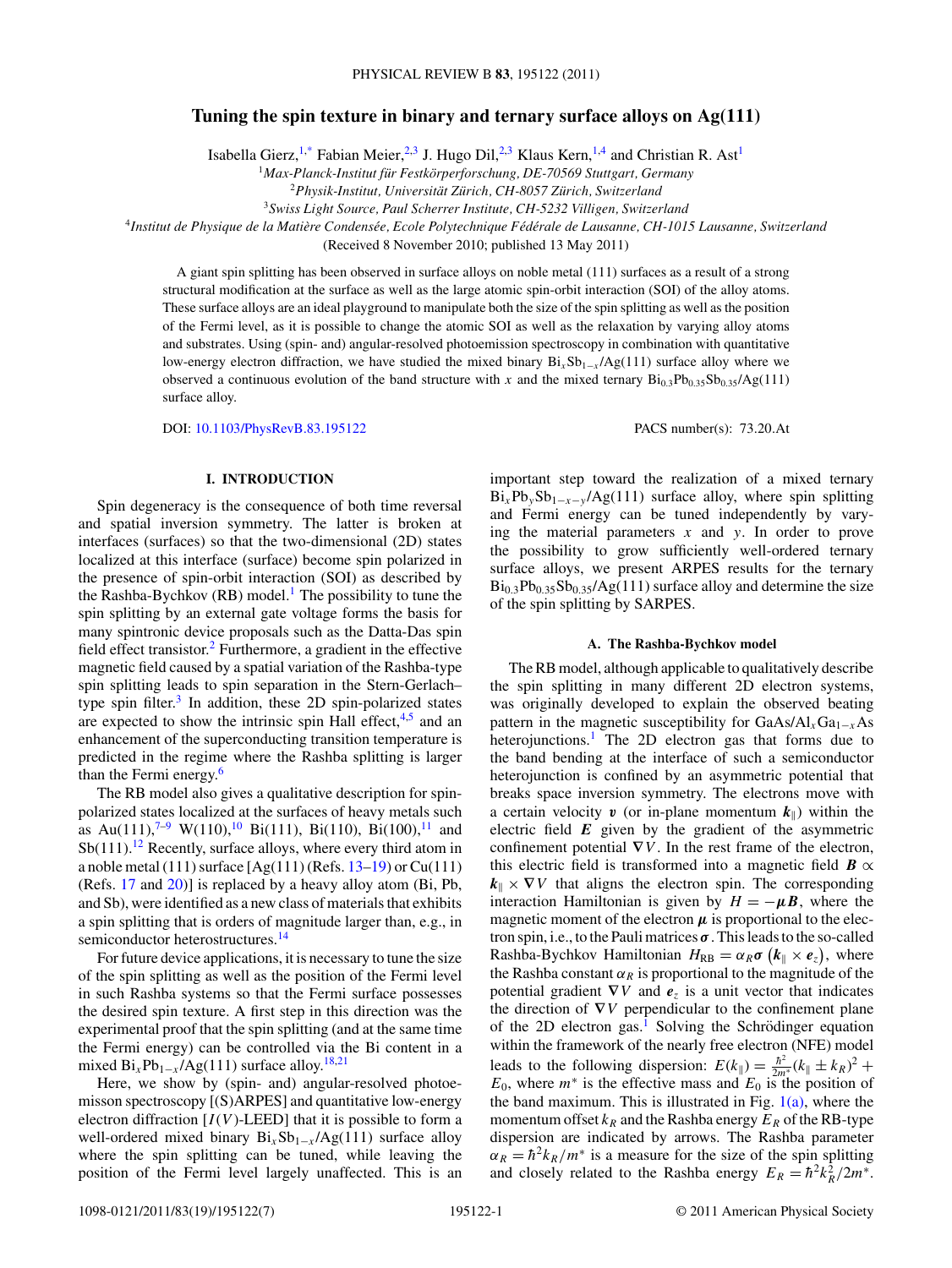# Tuning the spin texture in binary and ternary surface alloys on Ag(111)

Isabella Gierz,[1,*] Fabian Meier,[2,3] J. Hugo Dil,[2,3] Klaus Kern,[1,4] and Christian R. Ast[1]

[1]*Max-Planck-Institut für Festkörperforschung, DE-70569 Stuttgart, Germany*
[2]*Physik-Institut, Universität Zürich, CH-8057 Zürich, Switzerland*
[3]*Swiss Light Source, Paul Scherrer Institute, CH-5232 Villigen, Switzerland*
[4]*Institut de Physique de la Matière Condensée, Ecole Polytechnique Fédérale de Lausanne, CH-1015 Lausanne, Switzerland*

(Received 8 November 2010; published 13 May 2011)

A giant spin splitting has been observed in surface alloys on noble metal (111) surfaces as a result of a strong structural modification at the surface as well as the large atomic spin-orbit interaction (SOI) of the alloy atoms. These surface alloys are an ideal playground to manipulate both the size of the spin splitting as well as the position of the Fermi level, as it is possible to change the atomic SOI as well as the relaxation by varying alloy atoms and substrates. Using (spin- and) angular-resolved photoemission spectroscopy in combination with quantitative low-energy electron diffraction, we have studied the mixed binary $Bi_xSb_{1-x}$/Ag(111) surface alloy where we observed a continuous evolution of the band structure with $x$ and the mixed ternary $Bi_{0.3}Pb_{0.35}Sb_{0.35}$/Ag(111) surface alloy.

DOI: 10.1103/PhysRevB.83.195122 PACS number(s): 73.20.At

## I. INTRODUCTION

Spin degeneracy is the consequence of both time reversal and spatial inversion symmetry. The latter is broken at interfaces (surfaces) so that the two-dimensional (2D) states localized at this interface (surface) become spin polarized in the presence of spin-orbit interaction (SOI) as described by the Rashba-Bychkov (RB) model.[1] The possibility to tune the spin splitting by an external gate voltage forms the basis for many spintronic device proposals such as the Datta-Das spin field effect transistor.[2] Furthermore, a gradient in the effective magnetic field caused by a spatial variation of the Rashba-type spin splitting leads to spin separation in the Stern-Gerlach–type spin filter.[3] In addition, these 2D spin-polarized states are expected to show the intrinsic spin Hall effect,[4,5] and an enhancement of the superconducting transition temperature is predicted in the regime where the Rashba splitting is larger than the Fermi energy.[6]

The RB model also gives a qualitative description for spin-polarized states localized at the surfaces of heavy metals such as Au(111),[7–9] W(110),[10] Bi(111), Bi(110), Bi(100),[11] and Sb(111).[12] Recently, surface alloys, where every third atom in a noble metal (111) surface [Ag(111) (Refs. 13–19) or Cu(111) (Refs. 17 and 20)] is replaced by a heavy alloy atom (Bi, Pb, and Sb), were identified as a new class of materials that exhibits a spin splitting that is orders of magnitude larger than, e.g., in semiconductor heterostructures.[14]

For future device applications, it is necessary to tune the size of the spin splitting as well as the position of the Fermi level in such Rashba systems so that the Fermi surface possesses the desired spin texture. A first step in this direction was the experimental proof that the spin splitting (and at the same time the Fermi energy) can be controlled via the Bi content in a mixed $Bi_xPb_{1-x}$/Ag(111) surface alloy.[18,21]

Here, we show by (spin- and) angular-resolved photoemisson spectroscopy [(S)ARPES] and quantitative low-energy electron diffraction [$I(V)$-LEED] that it is possible to form a well-ordered mixed binary $Bi_xSb_{1-x}$/Ag(111) surface alloy where the spin splitting can be tuned, while leaving the position of the Fermi level largely unaffected. This is an important step toward the realization of a mixed ternary $Bi_xPb_ySb_{1-x-y}$/Ag(111) surface alloy, where spin splitting and Fermi energy can be tuned independently by varying the material parameters $x$ and $y$. In order to prove the possibility to grow sufficiently well-ordered ternary surface alloys, we present ARPES results for the ternary $Bi_{0.3}Pb_{0.35}Sb_{0.35}$/Ag(111) surface alloy and determine the size of the spin splitting by SARPES.

### A. The Rashba-Bychkov model

The RB model, although applicable to qualitatively describe the spin splitting in many different 2D electron systems, was originally developed to explain the observed beating pattern in the magnetic susceptibility for GaAs/$Al_xGa_{1-x}$As heterojunctions.[1] The 2D electron gas that forms due to the band bending at the interface of such a semiconductor heterojunction is confined by an asymmetric potential that breaks space inversion symmetry. The electrons move with a certain velocity $\boldsymbol{v}$ (or in-plane momentum $\boldsymbol{k}_\parallel$) within the electric field $\boldsymbol{E}$ given by the gradient of the asymmetric confinement potential $\nabla V$. In the rest frame of the electron, this electric field is transformed into a magnetic field $\boldsymbol{B} \propto \boldsymbol{k}_\parallel \times \nabla V$ that aligns the electron spin. The corresponding interaction Hamiltonian is given by $H = -\boldsymbol{\mu}\boldsymbol{B}$, where the magnetic moment of the electron $\boldsymbol{\mu}$ is proportional to the electron spin, i.e., to the Pauli matrices $\boldsymbol{\sigma}$. This leads to the so-called Rashba-Bychkov Hamiltonian $H_{RB} = \alpha_R \boldsymbol{\sigma}\left(\boldsymbol{k}_\parallel \times \boldsymbol{e}_z\right)$, where the Rashba constant $\alpha_R$ is proportional to the magnitude of the potential gradient $\nabla V$ and $\boldsymbol{e}_z$ is a unit vector that indicates the direction of $\nabla V$ perpendicular to the confinement plane of the 2D electron gas.[1] Solving the Schrödinger equation within the framework of the nearly free electron (NFE) model leads to the following dispersion: $E(k_\parallel) = \frac{\hbar^2}{2m^*}(k_\parallel \pm k_R)^2 + E_0$, where $m^*$ is the effective mass and $E_0$ is the position of the band maximum. This is illustrated in Fig. 1(a), where the momentum offset $k_R$ and the Rashba energy $E_R$ of the RB-type dispersion are indicated by arrows. The Rashba parameter $\alpha_R = \hbar^2 k_R / m^*$ is a measure for the size of the spin splitting and closely related to the Rashba energy $E_R = \hbar^2 k_R^2 / 2m^*$.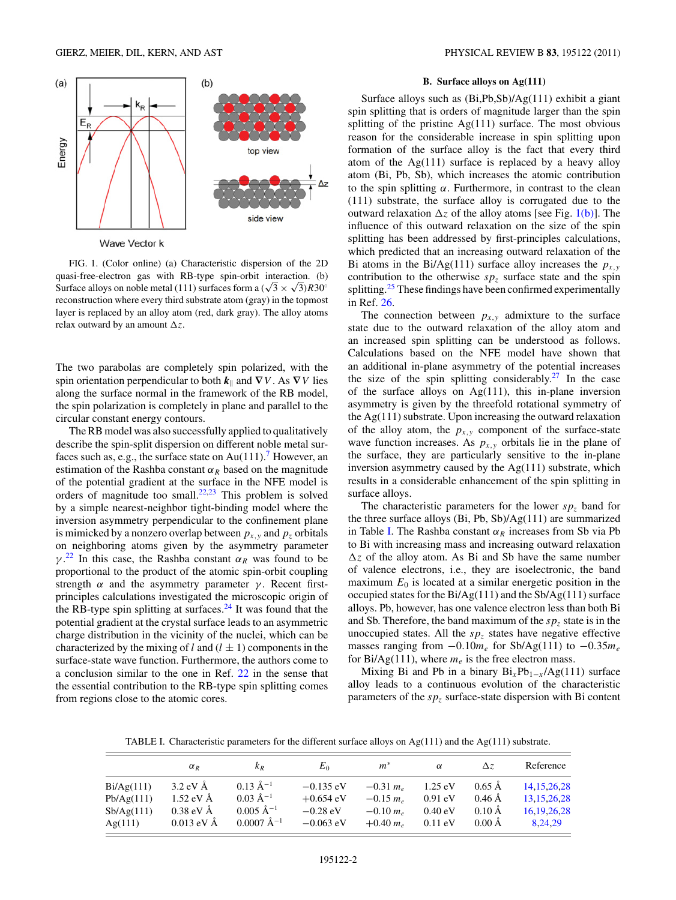(a)

$E_R$

$k_R$

Energy

Wave Vector k

(b)

top view

side view

$\Delta z$

FIG. 1. (Color online) (a) Characteristic dispersion of the 2D quasi-free-electron gas with RB-type spin-orbit interaction. (b) Surface alloys on noble metal (111) surfaces form a $(\sqrt{3} \times \sqrt{3})R30^\circ$ reconstruction where every third substrate atom (gray) in the topmost layer is replaced by an alloy atom (red, dark gray). The alloy atoms relax outward by an amount $\Delta z$.

The two parabolas are completely spin polarized, with the spin orientation perpendicular to both $\boldsymbol{k}_\parallel$ and $\nabla V$. As $\nabla V$ lies along the surface normal in the framework of the RB model, the spin polarization is completely in plane and parallel to the circular constant energy contours.

The RB model was also successfully applied to qualitatively describe the spin-split dispersion on different noble metal surfaces such as, e.g., the surface state on Au(111).[7] However, an estimation of the Rashba constant $\alpha_R$ based on the magnitude of the potential gradient at the surface in the NFE model is orders of magnitude too small.[22,23] This problem is solved by a simple nearest-neighbor tight-binding model where the inversion asymmetry perpendicular to the confinement plane is mimicked by a nonzero overlap between $p_{x,y}$ and $p_z$ orbitals on neighboring atoms given by the asymmetry parameter $\gamma$.[22] In this case, the Rashba constant $\alpha_R$ was found to be proportional to the product of the atomic spin-orbit coupling strength $\alpha$ and the asymmetry parameter $\gamma$. Recent first-principles calculations investigated the microscopic origin of the RB-type spin splitting at surfaces.[24] It was found that the potential gradient at the crystal surface leads to an asymmetric charge distribution in the vicinity of the nuclei, which can be characterized by the mixing of $l$ and $(l \pm 1)$ components in the surface-state wave function. Furthermore, the authors come to a conclusion similar to the one in Ref. 22 in the sense that the essential contribution to the RB-type spin splitting comes from regions close to the atomic cores.

### B. Surface alloys on Ag(111)

Surface alloys such as (Bi,Pb,Sb)/Ag(111) exhibit a giant spin splitting that is orders of magnitude larger than the spin splitting of the pristine Ag(111) surface. The most obvious reason for the considerable increase in spin splitting upon formation of the surface alloy is the fact that every third atom of the Ag(111) surface is replaced by a heavy alloy atom (Bi, Pb, Sb), which increases the atomic contribution to the spin splitting $\alpha$. Furthermore, in contrast to the clean (111) substrate, the surface alloy is corrugated due to the outward relaxation $\Delta z$ of the alloy atoms [see Fig. 1(b)]. The influence of this outward relaxation on the size of the spin splitting has been addressed by first-principles calculations, which predicted that an increasing outward relaxation of the Bi atoms in the Bi/Ag(111) surface alloy increases the $p_{x,y}$ contribution to the otherwise $sp_z$ surface state and the spin splitting.[25] These findings have been confirmed experimentally in Ref. 26.

The connection between $p_{x,y}$ admixture to the surface state due to the outward relaxation of the alloy atom and an increased spin splitting can be understood as follows. Calculations based on the NFE model have shown that an additional in-plane asymmetry of the potential increases the size of the spin splitting considerably.[27] In the case of the surface alloys on Ag(111), this in-plane inversion asymmetry is given by the threefold rotational symmetry of the Ag(111) substrate. Upon increasing the outward relaxation of the alloy atom, the $p_{x,y}$ component of the surface-state wave function increases. As $p_{x,y}$ orbitals lie in the plane of the surface, they are particularly sensitive to the in-plane inversion asymmetry caused by the Ag(111) substrate, which results in a considerable enhancement of the spin splitting in surface alloys.

The characteristic parameters for the lower $sp_z$ band for the three surface alloys (Bi, Pb, Sb)/Ag(111) are summarized in Table I. The Rashba constant $\alpha_R$ increases from Sb via Pb to Bi with increasing mass and increasing outward relaxation $\Delta z$ of the alloy atom. As Bi and Sb have the same number of valence electrons, i.e., they are isoelectronic, the band maximum $E_0$ is located at a similar energetic position in the occupied states for the Bi/Ag(111) and the Sb/Ag(111) surface alloys. Pb, however, has one valence electron less than both Bi and Sb. Therefore, the band maximum of the $sp_z$ state is in the unoccupied states. All the $sp_z$ states have negative effective masses ranging from $-0.10m_e$ for Sb/Ag(111) to $-0.35m_e$ for Bi/Ag(111), where $m_e$ is the free electron mass.

Mixing Bi and Pb in a binary $Bi_xPb_{1-x}$/Ag(111) surface alloy leads to a continuous evolution of the characteristic parameters of the $sp_z$ surface-state dispersion with Bi content

TABLE I. Characteristic parameters for the different surface alloys on Ag(111) and the Ag(111) substrate.

| | $\alpha_R$ | $k_R$ | $E_0$ | $m^*$ | $\alpha$ | $\Delta z$ | Reference |
|---|---|---|---|---|---|---|---|
| Bi/Ag(111) | 3.2 eV Å | 0.13 Å$^{-1}$ | −0.135 eV | −0.31 $m_e$ | 1.25 eV | 0.65 Å | 14,15,26,28 |
| Pb/Ag(111) | 1.52 eV Å | 0.03 Å$^{-1}$ | +0.654 eV | −0.15 $m_e$ | 0.91 eV | 0.46 Å | 13,15,26,28 |
| Sb/Ag(111) | 0.38 eV Å | 0.005 Å$^{-1}$ | −0.28 eV | −0.10 $m_e$ | 0.40 eV | 0.10 Å | 16,19,26,28 |
| Ag(111) | 0.013 eV Å | 0.0007 Å$^{-1}$ | −0.063 eV | +0.40 $m_e$ | 0.11 eV | 0.00 Å | 8,24,29 |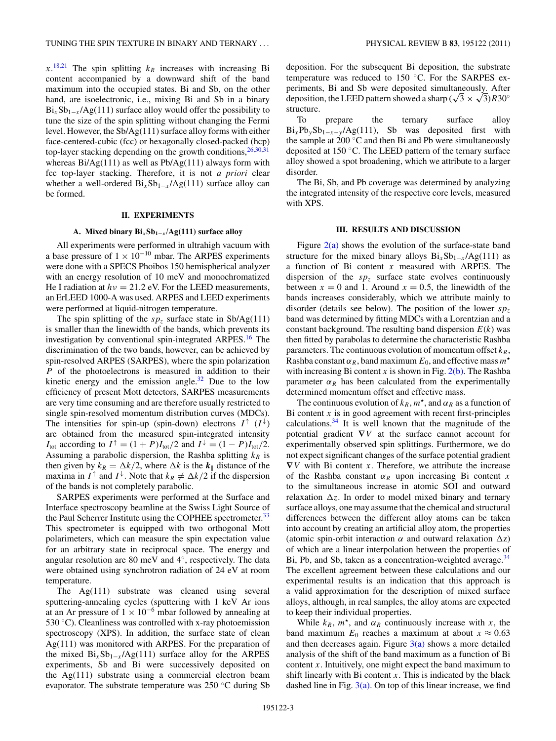$x$.[18,21] The spin splitting $k_R$ increases with increasing Bi content accompanied by a downward shift of the band maximum into the occupied states. Bi and Sb, on the other hand, are isoelectronic, i.e., mixing Bi and Sb in a binary $Bi_xSb_{1-x}$/Ag(111) surface alloy would offer the possibility to tune the size of the spin splitting without changing the Fermi level. However, the Sb/Ag(111) surface alloy forms with either face-centered-cubic (fcc) or hexagonally closed-packed (hcp) top-layer stacking depending on the growth conditions,[26,30,31] whereas Bi/Ag(111) as well as Pb/Ag(111) always form with fcc top-layer stacking. Therefore, it is not *a priori* clear whether a well-ordered $Bi_xSb_{1-x}$/Ag(111) surface alloy can be formed.

## II. EXPERIMENTS

### A. Mixed binary $Bi_xSb_{1-x}$/Ag(111) surface alloy

All experiments were performed in ultrahigh vacuum with a base pressure of $1 \times 10^{-10}$ mbar. The ARPES experiments were done with a SPECS Phoibos 150 hemispherical analyzer with an energy resolution of 10 meV and monochromatized He I radiation at $h\nu = 21.2$ eV. For the LEED measurements, an ErLEED 1000-A was used. ARPES and LEED experiments were performed at liquid-nitrogen temperature.

The spin splitting of the $sp_z$ surface state in Sb/Ag(111) is smaller than the linewidth of the bands, which prevents its investigation by conventional spin-integrated ARPES.[16] The discrimination of the two bands, however, can be achieved by spin-resolved ARPES (SARPES), where the spin polarization $P$ of the photoelectrons is measured in addition to their kinetic energy and the emission angle.[32] Due to the low efficiency of present Mott detectors, SARPES measurements are very time consuming and are therefore usually restricted to single spin-resolved momentum distribution curves (MDCs). The intensities for spin-up (spin-down) electrons $I^{\uparrow}$ ($I^{\downarrow}$) are obtained from the measured spin-integrated intensity $I_{\text{tot}}$ according to $I^{\uparrow} = (1+P)I_{\text{tot}}/2$ and $I^{\downarrow} = (1-P)I_{\text{tot}}/2$. Assuming a parabolic dispersion, the Rashba splitting $k_R$ is then given by $k_R = \Delta k/2$, where $\Delta k$ is the $\boldsymbol{k}_{\parallel}$ distance of the maxima in $I^{\uparrow}$ and $I^{\downarrow}$. Note that $k_R \neq \Delta k/2$ if the dispersion of the bands is not completely parabolic.

SARPES experiments were performed at the Surface and Interface spectroscopy beamline at the Swiss Light Source of the Paul Scherrer Institute using the COPHEE spectrometer.[33] This spectrometer is equipped with two orthogonal Mott polarimeters, which can measure the spin expectation value for an arbitrary state in reciprocal space. The energy and angular resolution are 80 meV and 4°, respectively. The data were obtained using synchrotron radiation of 24 eV at room temperature.

The Ag(111) substrate was cleaned using several sputtering-annealing cycles (sputtering with 1 keV Ar ions at an Ar pressure of $1 \times 10^{-6}$ mbar followed by annealing at 530 °C). Cleanliness was controlled with x-ray photoemission spectroscopy (XPS). In addition, the surface state of clean Ag(111) was monitored with ARPES. For the preparation of the mixed $Bi_xSb_{1-x}$/Ag(111) surface alloy for the ARPES experiments, Sb and Bi were successively deposited on the Ag(111) substrate using a commercial electron beam evaporator. The substrate temperature was 250 °C during Sb deposition. For the subsequent Bi deposition, the substrate temperature was reduced to 150 °C. For the SARPES experiments, Bi and Sb were deposited simultaneously. After deposition, the LEED pattern showed a sharp $(\sqrt{3} \times \sqrt{3})R30°$ structure.

To prepare the ternary surface alloy $Bi_xPb_ySb_{1-x-y}$/Ag(111), Sb was deposited first with the sample at 200 °C and then Bi and Pb were simultaneously deposited at 150 °C. The LEED pattern of the ternary surface alloy showed a spot broadening, which we attribute to a larger disorder.

The Bi, Sb, and Pb coverage was determined by analyzing the integrated intensity of the respective core levels, measured with XPS.

## III. RESULTS AND DISCUSSION

Figure 2(a) shows the evolution of the surface-state band structure for the mixed binary alloys $Bi_xSb_{1-x}$/Ag(111) as a function of Bi content $x$ measured with ARPES. The dispersion of the $sp_z$ surface state evolves continuously between $x = 0$ and 1. Around $x = 0.5$, the linewidth of the bands increases considerably, which we attribute mainly to disorder (details see below). The position of the lower $sp_z$ band was determined by fitting MDCs with a Lorentzian and a constant background. The resulting band dispersion $E(k)$ was then fitted by parabolas to determine the characteristic Rashba parameters. The continuous evolution of momentum offset $k_R$, Rashba constant $\alpha_R$, band maximum $E_0$, and effective mass $m^{\star}$ with increasing Bi content $x$ is shown in Fig. 2(b). The Rashba parameter $\alpha_R$ has been calculated from the experimentally determined momentum offset and effective mass.

The continuous evolution of $k_R$, $m^{\star}$, and $\alpha_R$ as a function of Bi content $x$ is in good agreement with recent first-principles calculations.[34] It is well known that the magnitude of the potential gradient $\nabla V$ at the surface cannot account for experimentally observed spin splittings. Furthermore, we do not expect significant changes of the surface potential gradient $\nabla V$ with Bi content $x$. Therefore, we attribute the increase of the Rashba constant $\alpha_R$ upon increasing Bi content $x$ to the simultaneous increase in atomic SOI and outward relaxation $\Delta z$. In order to model mixed binary and ternary surface alloys, one may assume that the chemical and structural differences between the different alloy atoms can be taken into account by creating an artificial alloy atom, the properties (atomic spin-orbit interaction $\alpha$ and outward relaxation $\Delta z$) of which are a linear interpolation between the properties of Bi, Pb, and Sb, taken as a concentration-weighted average.[34] The excellent agreement between these calculations and our experimental results is an indication that this approach is a valid approximation for the description of mixed surface alloys, although, in real samples, the alloy atoms are expected to keep their individual properties.

While $k_R$, $m^{\star}$, and $\alpha_R$ continuously increase with $x$, the band maximum $E_0$ reaches a maximum at about $x \approx 0.63$ and then decreases again. Figure 3(a) shows a more detailed analysis of the shift of the band maximum as a function of Bi content $x$. Intuitively, one might expect the band maximum to shift linearly with Bi content $x$. This is indicated by the black dashed line in Fig. 3(a). On top of this linear increase, we find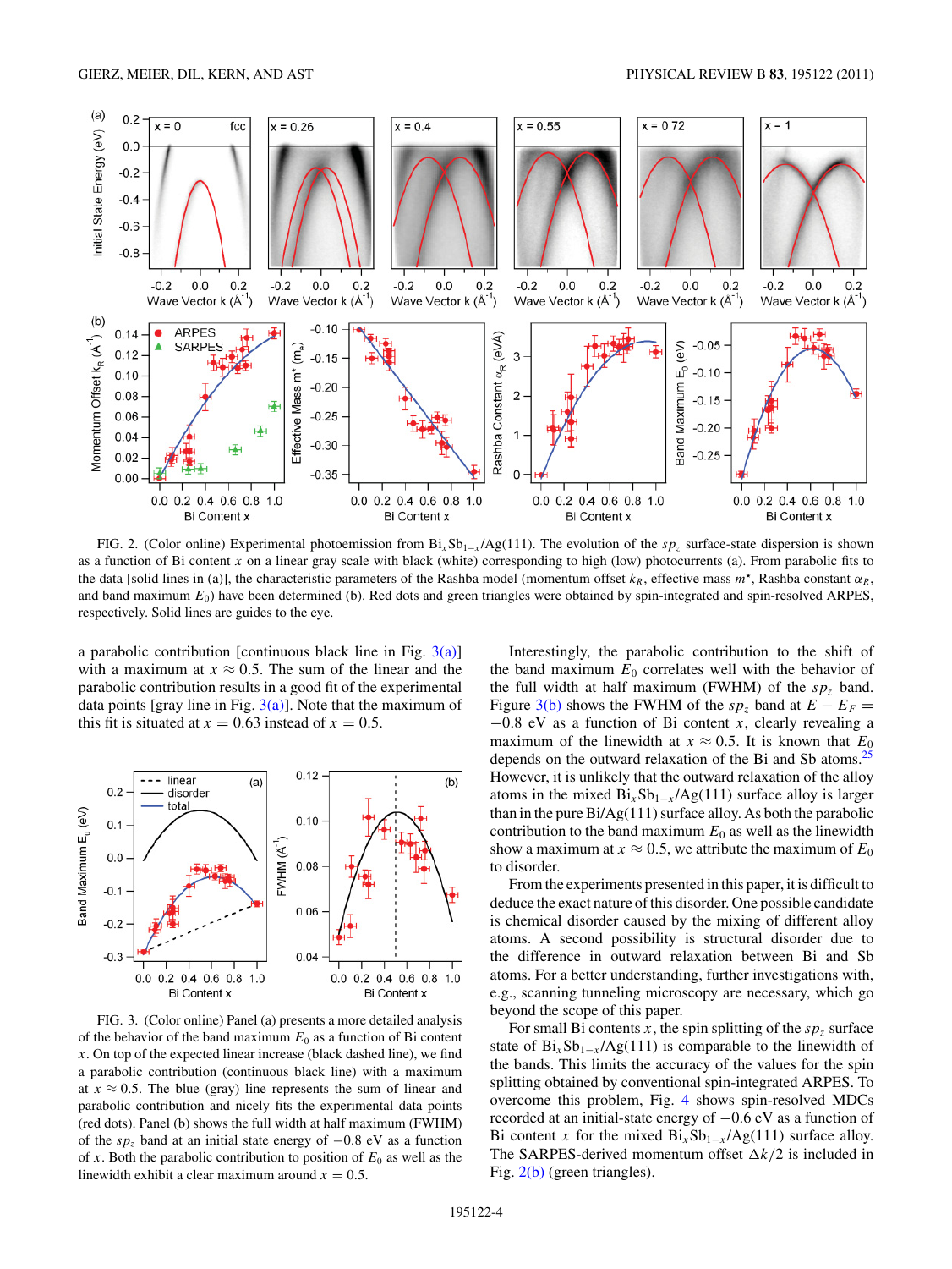(a)

x = 0 fcc

x = 0.26

x = 0.4

x = 0.55

x = 0.72

x = 1

Initial State Energy (eV)

0.2
0.0
-0.2
-0.4
-0.6
-0.8

-0.2 0.0 0.2
Wave Vector k (Å$^{-1}$)

(b)

ARPES
SARPES

Momentum Offset $k_R$ (Å$^{-1}$)

Effective Mass m* ($m_e$)

Rashba Constant $\alpha_R$ (eVÅ)

Band Maximum $E_0$ (eV)

Bi Content x

FIG. 2. (Color online) Experimental photoemission from $Bi_xSb_{1-x}$/Ag(111). The evolution of the $sp_z$ surface-state dispersion is shown as a function of Bi content $x$ on a linear gray scale with black (white) corresponding to high (low) photocurrents (a). From parabolic fits to the data [solid lines in (a)], the characteristic parameters of the Rashba model (momentum offset $k_R$, effective mass $m^\star$, Rashba constant $\alpha_R$, and band maximum $E_0$) have been determined (b). Red dots and green triangles were obtained by spin-integrated and spin-resolved ARPES, respectively. Solid lines are guides to the eye.

a parabolic contribution [continuous black line in Fig. 3(a)] with a maximum at $x \approx 0.5$. The sum of the linear and the parabolic contribution results in a good fit of the experimental data points [gray line in Fig. 3(a)]. Note that the maximum of this fit is situated at $x = 0.63$ instead of $x = 0.5$.

(a)

linear
disorder
total

Band Maximum $E_0$ (eV)

Bi Content x

(b)

FWHM (Å$^{-1}$)

Bi Content x

FIG. 3. (Color online) Panel (a) presents a more detailed analysis of the behavior of the band maximum $E_0$ as a function of Bi content $x$. On top of the expected linear increase (black dashed line), we find a parabolic contribution (continuous black line) with a maximum at $x \approx 0.5$. The blue (gray) line represents the sum of linear and parabolic contribution and nicely fits the experimental data points (red dots). Panel (b) shows the full width at half maximum (FWHM) of the $sp_z$ band at an initial state energy of $-0.8$ eV as a function of $x$. Both the parabolic contribution to position of $E_0$ as well as the linewidth exhibit a clear maximum around $x = 0.5$.

Interestingly, the parabolic contribution to the shift of the band maximum $E_0$ correlates well with the behavior of the full width at half maximum (FWHM) of the $sp_z$ band. Figure 3(b) shows the FWHM of the $sp_z$ band at $E - E_F = -0.8$ eV as a function of Bi content $x$, clearly revealing a maximum of the linewidth at $x \approx 0.5$. It is known that $E_0$ depends on the outward relaxation of the Bi and Sb atoms.[25] However, it is unlikely that the outward relaxation of the alloy atoms in the mixed $Bi_xSb_{1-x}$/Ag(111) surface alloy is larger than in the pure Bi/Ag(111) surface alloy. As both the parabolic contribution to the band maximum $E_0$ as well as the linewidth show a maximum at $x \approx 0.5$, we attribute the maximum of $E_0$ to disorder.

From the experiments presented in this paper, it is difficult to deduce the exact nature of this disorder. One possible candidate is chemical disorder caused by the mixing of different alloy atoms. A second possibility is structural disorder due to the difference in outward relaxation between Bi and Sb atoms. For a better understanding, further investigations with, e.g., scanning tunneling microscopy are necessary, which go beyond the scope of this paper.

For small Bi contents $x$, the spin splitting of the $sp_z$ surface state of $Bi_xSb_{1-x}$/Ag(111) is comparable to the linewidth of the bands. This limits the accuracy of the values for the spin splitting obtained by conventional spin-integrated ARPES. To overcome this problem, Fig. 4 shows spin-resolved MDCs recorded at an initial-state energy of $-0.6$ eV as a function of Bi content $x$ for the mixed $Bi_xSb_{1-x}$/Ag(111) surface alloy. The SARPES-derived momentum offset $\Delta k/2$ is included in Fig. 2(b) (green triangles).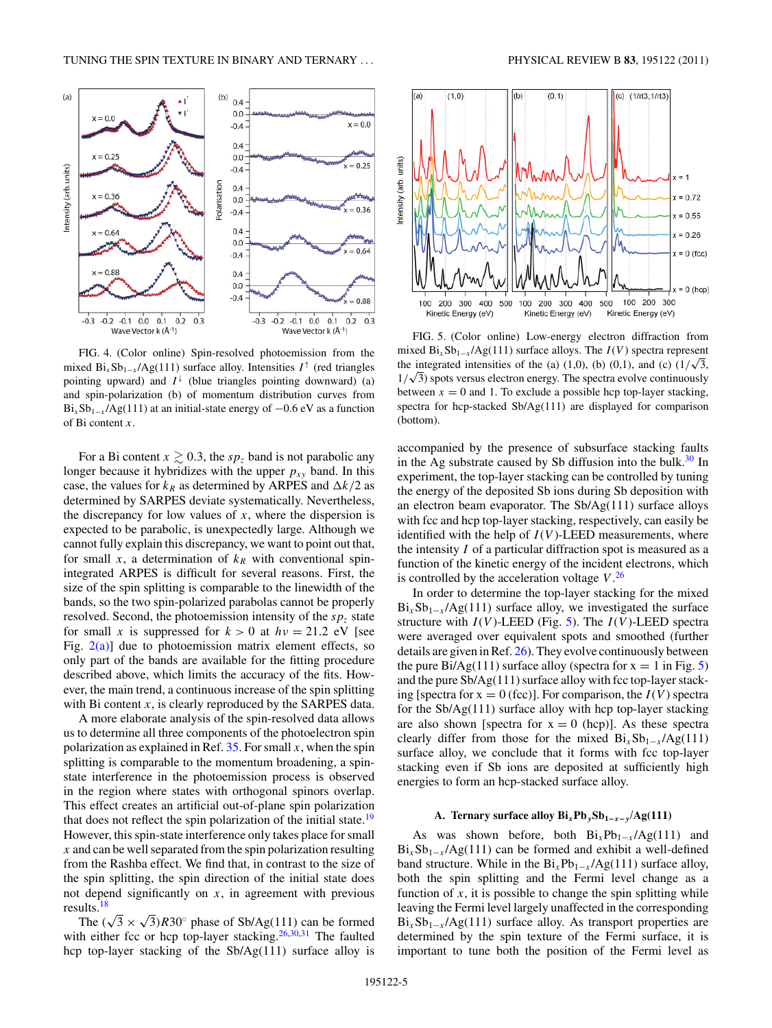(a)
x = 0.0
x = 0.25
x = 0.36
x = 0.64
x = 0.88
▲ I↑
▼ I↓
Intensity (arb.units)
-0.3 -0.2 -0.1 0.0 0.1 0.2 0.3
Wave Vector k (Å⁻¹)

(b)
0.4
0.0
-0.4
x = 0.0
x = 0.25
x = 0.36
x = 0.64
x = 0.88
Polarisation
-0.3 -0.2 -0.1 0.0 0.1 0.2 0.3
Wave Vector k (Å⁻¹)

FIG. 4. (Color online) Spin-resolved photoemission from the mixed $Bi_xSb_{1-x}$/Ag(111) surface alloy. Intensities $I^{\uparrow}$ (red triangles pointing upward) and $I^{\downarrow}$ (blue triangles pointing downward) (a) and spin-polarization (b) of momentum distribution curves from $Bi_xSb_{1-x}$/Ag(111) at an initial-state energy of $-0.6$ eV as a function of Bi content $x$.

(a) (1,0)
(b) (0,1)
(c) (1/rt3;1/rt3)
x = 1
x = 0.72
x = 0.55
x = 0.26
x = 0 (fcc)
x = 0 (hcp)
Intensity (arb. units)
100 200 300 400 500
Kinetic Energy (eV)
100 200 300 400 500
Kinetic Energy (eV)
100 200 300
Kinetic Energy (eV)

FIG. 5. (Color online) Low-energy electron diffraction from mixed $Bi_xSb_{1-x}$/Ag(111) surface alloys. The $I(V)$ spectra represent the integrated intensities of the (a) (1,0), (b) (0,1), and (c) $(1/\sqrt{3}, 1/\sqrt{3})$ spots versus electron energy. The spectra evolve continuously between $x = 0$ and 1. To exclude a possible hcp top-layer stacking, spectra for hcp-stacked Sb/Ag(111) are displayed for comparison (bottom).

For a Bi content $x \gtrsim 0.3$, the $sp_z$ band is not parabolic any longer because it hybridizes with the upper $p_{xy}$ band. In this case, the values for $k_R$ as determined by ARPES and $\Delta k/2$ as determined by SARPES deviate systematically. Nevertheless, the discrepancy for low values of $x$, where the dispersion is expected to be parabolic, is unexpectedly large. Although we cannot fully explain this discrepancy, we want to point out that, for small $x$, a determination of $k_R$ with conventional spin-integrated ARPES is difficult for several reasons. First, the size of the spin splitting is comparable to the linewidth of the bands, so the two spin-polarized parabolas cannot be properly resolved. Second, the photoemission intensity of the $sp_z$ state for small $x$ is suppressed for $k > 0$ at $h\nu = 21.2$ eV [see Fig. 2(a)] due to photoemission matrix element effects, so only part of the bands are available for the fitting procedure described above, which limits the accuracy of the fits. However, the main trend, a continuous increase of the spin splitting with Bi content $x$, is clearly reproduced by the SARPES data.

A more elaborate analysis of the spin-resolved data allows us to determine all three components of the photoelectron spin polarization as explained in Ref. 35. For small $x$, when the spin splitting is comparable to the momentum broadening, a spin-state interference in the photoemission process is observed in the region where states with orthogonal spinors overlap. This effect creates an artificial out-of-plane spin polarization that does not reflect the spin polarization of the initial state.[19] However, this spin-state interference only takes place for small $x$ and can be well separated from the spin polarization resulting from the Rashba effect. We find that, in contrast to the size of the spin splitting, the spin direction of the initial state does not depend significantly on $x$, in agreement with previous results.[18]

The $(\sqrt{3} \times \sqrt{3})R30^{\circ}$ phase of Sb/Ag(111) can be formed with either fcc or hcp top-layer stacking.[26,30,31] The faulted hcp top-layer stacking of the Sb/Ag(111) surface alloy is accompanied by the presence of subsurface stacking faults in the Ag substrate caused by Sb diffusion into the bulk.[30] In experiment, the top-layer stacking can be controlled by tuning the energy of the deposited Sb ions during Sb deposition with an electron beam evaporator. The Sb/Ag(111) surface alloys with fcc and hcp top-layer stacking, respectively, can easily be identified with the help of $I(V)$-LEED measurements, where the intensity $I$ of a particular diffraction spot is measured as a function of the kinetic energy of the incident electrons, which is controlled by the acceleration voltage $V$.[26]

In order to determine the top-layer stacking for the mixed $Bi_xSb_{1-x}$/Ag(111) surface alloy, we investigated the surface structure with $I(V)$-LEED (Fig. 5). The $I(V)$-LEED spectra were averaged over equivalent spots and smoothed (further details are given in Ref. 26). They evolve continuously between the pure Bi/Ag(111) surface alloy (spectra for x = 1 in Fig. 5) and the pure Sb/Ag(111) surface alloy with fcc top-layer stacking [spectra for x = 0 (fcc)]. For comparison, the $I(V)$ spectra for the Sb/Ag(111) surface alloy with hcp top-layer stacking are also shown [spectra for x = 0 (hcp)]. As these spectra clearly differ from those for the mixed $Bi_xSb_{1-x}$/Ag(111) surface alloy, we conclude that it forms with fcc top-layer stacking even if Sb ions are deposited at sufficiently high energies to form an hcp-stacked surface alloy.

### A. Ternary surface alloy $Bi_xPb_ySb_{1-x-y}$/Ag(111)

As was shown before, both $Bi_xPb_{1-x}$/Ag(111) and $Bi_xSb_{1-x}$/Ag(111) can be formed and exhibit a well-defined band structure. While in the $Bi_xPb_{1-x}$/Ag(111) surface alloy, both the spin splitting and the Fermi level change as a function of $x$, it is possible to change the spin splitting while leaving the Fermi level largely unaffected in the corresponding $Bi_xSb_{1-x}$/Ag(111) surface alloy. As transport properties are determined by the spin texture of the Fermi surface, it is important to tune both the position of the Fermi level as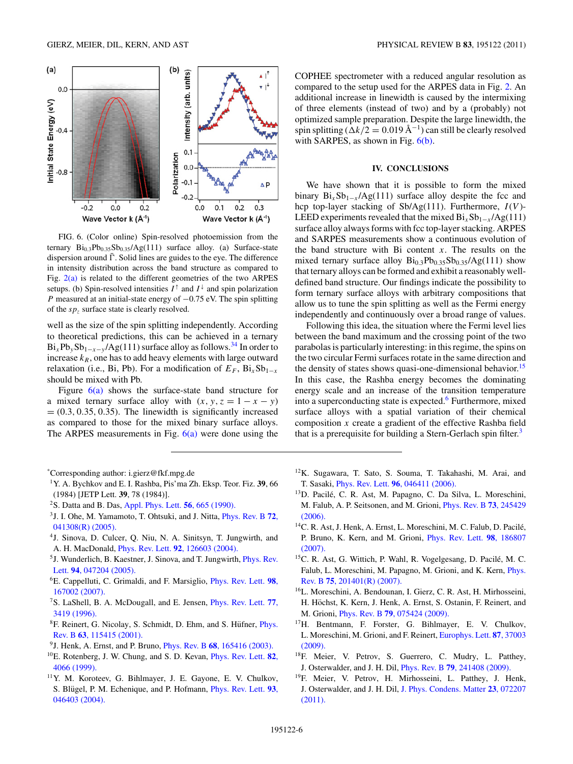(a)

0.0

-0.4

-0.8

Initial State Energy (eV)

-0.2 0.0 0.2

Wave Vector k (Å$^{-1}$)

(b)

Intensity (arb. units)

$I^\uparrow$

$I^\downarrow$

Polarization

0.1

0.0

-0.1

-0.2

P

0.0 0.1 0.2 0.3

Wave Vector k (Å$^{-1}$)

FIG. 6. (Color online) Spin-resolved photoemission from the ternary $Bi_{0.3}Pb_{0.35}Sb_{0.35}$/Ag(111) surface alloy. (a) Surface-state dispersion around $\bar{\Gamma}$. Solid lines are guides to the eye. The difference in intensity distribution across the band structure as compared to Fig. 2(a) is related to the different geometries of the two ARPES setups. (b) Spin-resolved intensities $I^\uparrow$ and $I^\downarrow$ and spin polarization $P$ measured at an initial-state energy of −0.75 eV. The spin splitting of the $sp_z$ surface state is clearly resolved.

well as the size of the spin splitting independently. According to theoretical predictions, this can be achieved in a ternary $Bi_xPb_ySb_{1-x-y}$/Ag(111) surface alloy as follows.[34] In order to increase $k_R$, one has to add heavy elements with large outward relaxation (i.e., Bi, Pb). For a modification of $E_F$, $Bi_xSb_{1-x}$ should be mixed with Pb.

Figure 6(a) shows the surface-state band structure for a mixed ternary surface alloy with $(x, y, z = 1 - x - y) = (0.3, 0.35, 0.35)$. The linewidth is significantly increased as compared to those for the mixed binary surface alloys. The ARPES measurements in Fig. 6(a) were done using the COPHEE spectrometer with a reduced angular resolution as compared to the setup used for the ARPES data in Fig. 2. An additional increase in linewidth is caused by the intermixing of three elements (instead of two) and by a (probably) not optimized sample preparation. Despite the large linewidth, the spin splitting ($\Delta k/2 = 0.019$ Å$^{-1}$) can still be clearly resolved with SARPES, as shown in Fig. 6(b).

## IV. CONCLUSIONS

We have shown that it is possible to form the mixed binary $Bi_xSb_{1-x}$/Ag(111) surface alloy despite the fcc and hcp top-layer stacking of Sb/Ag(111). Furthermore, $I(V)$-LEED experiments revealed that the mixed $Bi_xSb_{1-x}$/Ag(111) surface alloy always forms with fcc top-layer stacking. ARPES and SARPES measurements show a continuous evolution of the band structure with Bi content $x$. The results on the mixed ternary surface alloy $Bi_{0.3}Pb_{0.35}Sb_{0.35}$/Ag(111) show that ternary alloys can be formed and exhibit a reasonably well-defined band structure. Our findings indicate the possibility to form ternary surface alloys with arbitrary compositions that allow us to tune the spin splitting as well as the Fermi energy independently and continuously over a broad range of values.

Following this idea, the situation where the Fermi level lies between the band maximum and the crossing point of the two parabolas is particularly interesting: in this regime, the spins on the two circular Fermi surfaces rotate in the same direction and the density of states shows quasi-one-dimensional behavior.[15] In this case, the Rashba energy becomes the dominating energy scale and an increase of the transition temperature into a superconducting state is expected.[6] Furthermore, mixed surface alloys with a spatial variation of their chemical composition $x$ create a gradient of the effective Rashba field that is a prerequisite for building a Stern-Gerlach spin filter.[3]

---

*Corresponding author: i.gierz@fkf.mpg.de

[1] Y. A. Bychkov and E. I. Rashba, Pis'ma Zh. Eksp. Teor. Fiz. **39**, 66 (1984) [JETP Lett. **39**, 78 (1984)].

[2] S. Datta and B. Das, Appl. Phys. Lett. **56**, 665 (1990).

[3] J. I. Ohe, M. Yamamoto, T. Ohtsuki, and J. Nitta, Phys. Rev. B **72**, 041308(R) (2005).

[4] J. Sinova, D. Culcer, Q. Niu, N. A. Sinitsyn, T. Jungwirth, and A. H. MacDonald, Phys. Rev. Lett. **92**, 126603 (2004).

[5] J. Wunderlich, B. Kaestner, J. Sinova, and T. Jungwirth, Phys. Rev. Lett. **94**, 047204 (2005).

[6] E. Cappelluti, C. Grimaldi, and F. Marsiglio, Phys. Rev. Lett. **98**, 167002 (2007).

[7] S. LaShell, B. A. McDougall, and E. Jensen, Phys. Rev. Lett. **77**, 3419 (1996).

[8] F. Reinert, G. Nicolay, S. Schmidt, D. Ehm, and S. Hüfner, Phys. Rev. B **63**, 115415 (2001).

[9] J. Henk, A. Ernst, and P. Bruno, Phys. Rev. B **68**, 165416 (2003).

[10] E. Rotenberg, J. W. Chung, and S. D. Kevan, Phys. Rev. Lett. **82**, 4066 (1999).

[11] Y. M. Koroteev, G. Bihlmayer, J. E. Gayone, E. V. Chulkov, S. Blügel, P. M. Echenique, and P. Hofmann, Phys. Rev. Lett. **93**, 046403 (2004).

[12] K. Sugawara, T. Sato, S. Souma, T. Takahashi, M. Arai, and T. Sasaki, Phys. Rev. Lett. **96**, 046411 (2006).

[13] D. Pacilé, C. R. Ast, M. Papagno, C. Da Silva, L. Moreschini, M. Falub, A. P. Seitsonen, and M. Grioni, Phys. Rev. B **73**, 245429 (2006).

[14] C. R. Ast, J. Henk, A. Ernst, L. Moreschini, M. C. Falub, D. Pacilé, P. Bruno, K. Kern, and M. Grioni, Phys. Rev. Lett. **98**, 186807 (2007).

[15] C. R. Ast, G. Wittich, P. Wahl, R. Vogelgesang, D. Pacilé, M. C. Falub, L. Moreschini, M. Papagno, M. Grioni, and K. Kern, Phys. Rev. B **75**, 201401(R) (2007).

[16] L. Moreschini, A. Bendounan, I. Gierz, C. R. Ast, H. Mirhosseini, H. Höchst, K. Kern, J. Henk, A. Ernst, S. Ostanin, F. Reinert, and M. Grioni, Phys. Rev. B **79**, 075424 (2009).

[17] H. Bentmann, F. Forster, G. Bihlmayer, E. V. Chulkov, L. Moreschini, M. Grioni, and F. Reinert, Europhys. Lett. **87**, 37003 (2009).

[18] F. Meier, V. Petrov, S. Guerrero, C. Mudry, L. Patthey, J. Osterwalder, and J. H. Dil, Phys. Rev. B **79**, 241408 (2009).

[19] F. Meier, V. Petrov, H. Mirhosseini, L. Patthey, J. Henk, J. Osterwalder, and J. H. Dil, J. Phys. Condens. Matter **23**, 072207 (2011).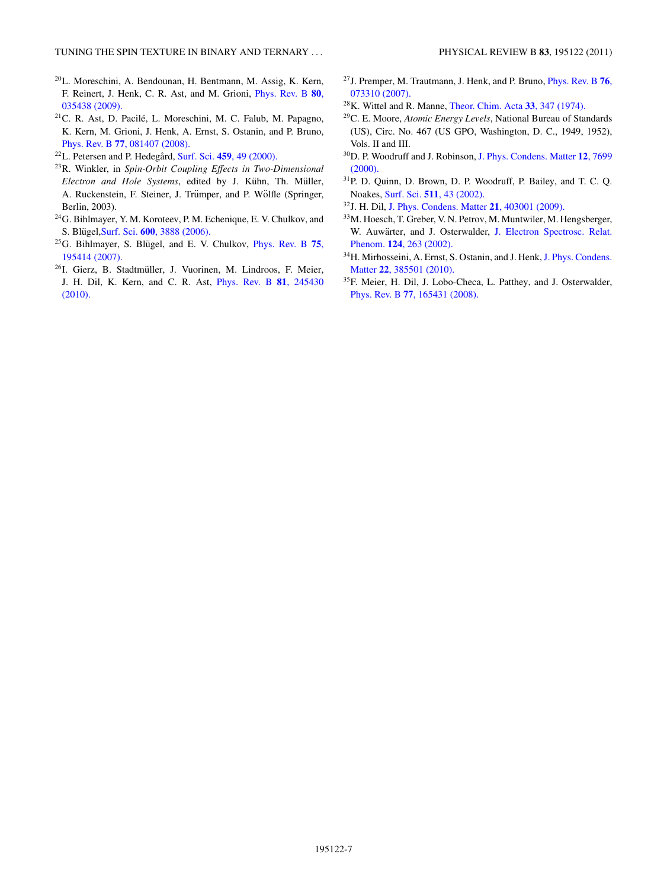[20] L. Moreschini, A. Bendounan, H. Bentmann, M. Assig, K. Kern, F. Reinert, J. Henk, C. R. Ast, and M. Grioni, Phys. Rev. B **80**, 035438 (2009).

[21] C. R. Ast, D. Pacilé, L. Moreschini, M. C. Falub, M. Papagno, K. Kern, M. Grioni, J. Henk, A. Ernst, S. Ostanin, and P. Bruno, Phys. Rev. B **77**, 081407 (2008).

[22] L. Petersen and P. Hedegård, Surf. Sci. **459**, 49 (2000).

[23] R. Winkler, in *Spin-Orbit Coupling Effects in Two-Dimensional Electron and Hole Systems*, edited by J. Kühn, Th. Müller, A. Ruckenstein, F. Steiner, J. Trümper, and P. Wölfle (Springer, Berlin, 2003).

[24] G. Bihlmayer, Y. M. Koroteev, P. M. Echenique, E. V. Chulkov, and S. Blügel, Surf. Sci. **600**, 3888 (2006).

[25] G. Bihlmayer, S. Blügel, and E. V. Chulkov, Phys. Rev. B **75**, 195414 (2007).

[26] I. Gierz, B. Stadtmüller, J. Vuorinen, M. Lindroos, F. Meier, J. H. Dil, K. Kern, and C. R. Ast, Phys. Rev. B **81**, 245430 (2010).

[27] J. Premper, M. Trautmann, J. Henk, and P. Bruno, Phys. Rev. B **76**, 073310 (2007).

[28] K. Wittel and R. Manne, Theor. Chim. Acta **33**, 347 (1974).

[29] C. E. Moore, *Atomic Energy Levels*, National Bureau of Standards (US), Circ. No. 467 (US GPO, Washington, D. C., 1949, 1952), Vols. II and III.

[30] D. P. Woodruff and J. Robinson, J. Phys. Condens. Matter **12**, 7699 (2000).

[31] P. D. Quinn, D. Brown, D. P. Woodruff, P. Bailey, and T. C. Q. Noakes, Surf. Sci. **511**, 43 (2002).

[32] J. H. Dil, J. Phys. Condens. Matter **21**, 403001 (2009).

[33] M. Hoesch, T. Greber, V. N. Petrov, M. Muntwiler, M. Hengsberger, W. Auwärter, and J. Osterwalder, J. Electron Spectrosc. Relat. Phenom. **124**, 263 (2002).

[34] H. Mirhosseini, A. Ernst, S. Ostanin, and J. Henk, J. Phys. Condens. Matter **22**, 385501 (2010).

[35] F. Meier, H. Dil, J. Lobo-Checa, L. Patthey, and J. Osterwalder, Phys. Rev. B **77**, 165431 (2008).